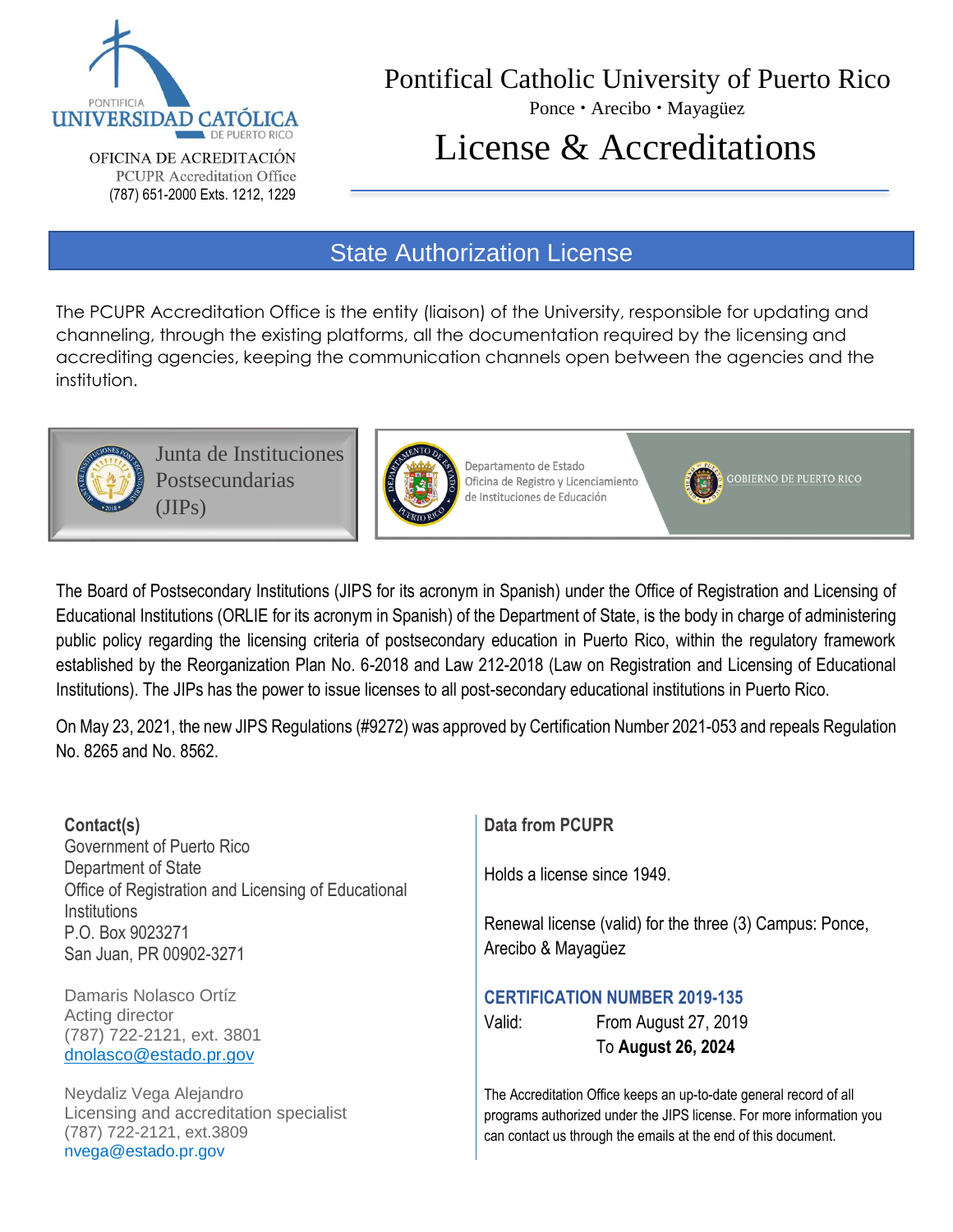OFICINA DE ACREDITACIÓN
PCUPR Accreditation Office
(787) 651-2000 Exts. 1212, 1229

# Pontifical Catholic University of Puerto Rico

Ponce • Arecibo • Mayagüez

# License & Accreditations

## State Authorization License

The PCUPR Accreditation Office is the entity (liaison) of the University, responsible for updating and channeling, through the existing platforms, all the documentation required by the licensing and accrediting agencies, keeping the communication channels open between the agencies and the institution.

Junta de Instituciones Postsecundarias (JIPs)

Departamento de Estado
Oficina de Registro y Licenciamiento de Instituciones de Educación

GOBIERNO DE PUERTO RICO

The Board of Postsecondary Institutions (JIPS for its acronym in Spanish) under the Office of Registration and Licensing of Educational Institutions (ORLIE for its acronym in Spanish) of the Department of State, is the body in charge of administering public policy regarding the licensing criteria of postsecondary education in Puerto Rico, within the regulatory framework established by the Reorganization Plan No. 6-2018 and Law 212-2018 (Law on Registration and Licensing of Educational Institutions). The JIPs has the power to issue licenses to all post-secondary educational institutions in Puerto Rico.

On May 23, 2021, the new JIPS Regulations (#9272) was approved by Certification Number 2021-053 and repeals Regulation No. 8265 and No. 8562.

**Contact(s)**
Government of Puerto Rico
Department of State
Office of Registration and Licensing of Educational Institutions
P.O. Box 9023271
San Juan, PR 00902-3271

Damaris Nolasco Ortíz
Acting director
(787) 722-2121, ext. 3801
dnolasco@estado.pr.gov

Neydaliz Vega Alejandro
Licensing and accreditation specialist
(787) 722-2121, ext.3809
nvega@estado.pr.gov

**Data from PCUPR**

Holds a license since 1949.

Renewal license (valid) for the three (3) Campus: Ponce, Arecibo & Mayagüez

**CERTIFICATION NUMBER 2019-135**

Valid: From August 27, 2019
To **August 26, 2024**

The Accreditation Office keeps an up-to-date general record of all programs authorized under the JIPS license. For more information you can contact us through the emails at the end of this document.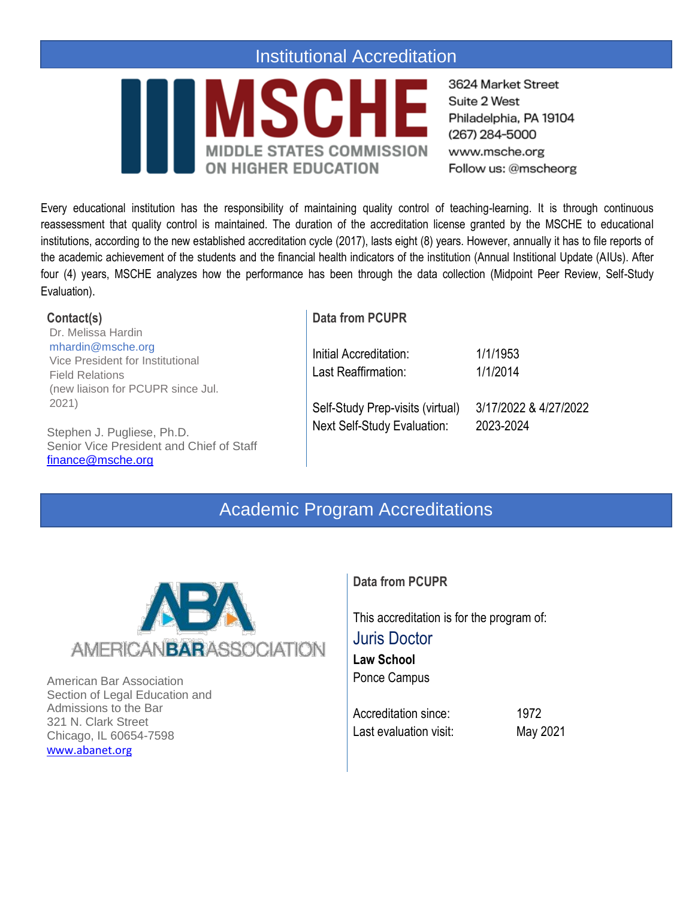## Institutional Accreditation

MSCHE
MIDDLE STATES COMMISSION ON HIGHER EDUCATION

3624 Market Street
Suite 2 West
Philadelphia, PA 19104
(267) 284-5000
www.msche.org
Follow us: @mscheorg

Every educational institution has the responsibility of maintaining quality control of teaching-learning. It is through continuous reassessment that quality control is maintained. The duration of the accreditation license granted by the MSCHE to educational institutions, according to the new established accreditation cycle (2017), lasts eight (8) years. However, annually it has to file reports of the academic achievement of the students and the financial health indicators of the institution (Annual Institional Update (AIUs). After four (4) years, MSCHE analyzes how the performance has been through the data collection (Midpoint Peer Review, Self-Study Evaluation).

**Contact(s)**

Dr. Melissa Hardin
mhardin@msche.org
Vice President for Institutional Field Relations
(new liaison for PCUPR since Jul. 2021)

Stephen J. Pugliese, Ph.D.
Senior Vice President and Chief of Staff
finance@msche.org

**Data from PCUPR**

| | |
|---|---|
| Initial Accreditation: | 1/1/1953 |
| Last Reaffirmation: | 1/1/2014 |
| Self-Study Prep-visits (virtual) | 3/17/2022 & 4/27/2022 |
| Next Self-Study Evaluation: | 2023-2024 |

## Academic Program Accreditations

ABA
AMERICANBARASSOCIATION

American Bar Association
Section of Legal Education and Admissions to the Bar
321 N. Clark Street
Chicago, IL 60654-7598
www.abanet.org

**Data from PCUPR**

This accreditation is for the program of:

Juris Doctor
**Law School**
Ponce Campus

| | |
|---|---|
| Accreditation since: | 1972 |
| Last evaluation visit: | May 2021 |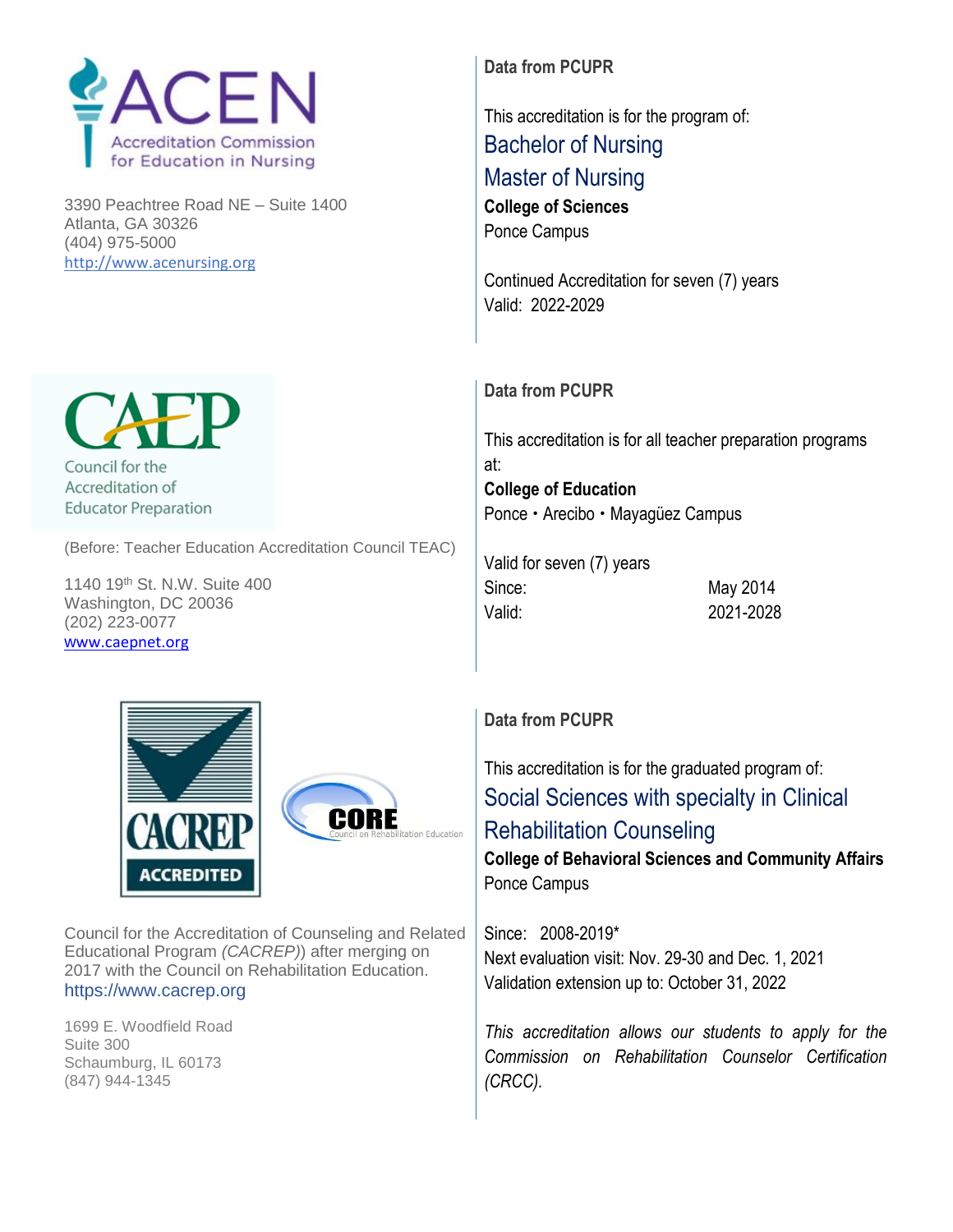**ACEN**
Accreditation Commission for Education in Nursing

3390 Peachtree Road NE – Suite 1400
Atlanta, GA 30326
(404) 975-5000
http://www.acenursing.org

**Data from PCUPR**

This accreditation is for the program of:

Bachelor of Nursing
Master of Nursing

**College of Sciences**
Ponce Campus

Continued Accreditation for seven (7) years
Valid: 2022-2029

---

**CAEP**
Council for the Accreditation of Educator Preparation

(Before: Teacher Education Accreditation Council TEAC)

1140 19th St. N.W. Suite 400
Washington, DC 20036
(202) 223-0077
www.caepnet.org

**Data from PCUPR**

This accreditation is for all teacher preparation programs at:

**College of Education**
Ponce • Arecibo • Mayagüez Campus

Valid for seven (7) years

| | |
|---|---|
| Since: | May 2014 |
| Valid: | 2021-2028 |

---

**CACREP** ACCREDITED

**CORE** Council on Rehabilitation Education

Council for the Accreditation of Counseling and Related Educational Program *(CACREP)*) after merging on 2017 with the Council on Rehabilitation Education.
https://www.cacrep.org

1699 E. Woodfield Road
Suite 300
Schaumburg, IL 60173
(847) 944-1345

**Data from PCUPR**

This accreditation is for the graduated program of:

Social Sciences with specialty in Clinical Rehabilitation Counseling

**College of Behavioral Sciences and Community Affairs**
Ponce Campus

Since: 2008-2019*
Next evaluation visit: Nov. 29-30 and Dec. 1, 2021
Validation extension up to: October 31, 2022

*This accreditation allows our students to apply for the Commission on Rehabilitation Counselor Certification (CRCC).*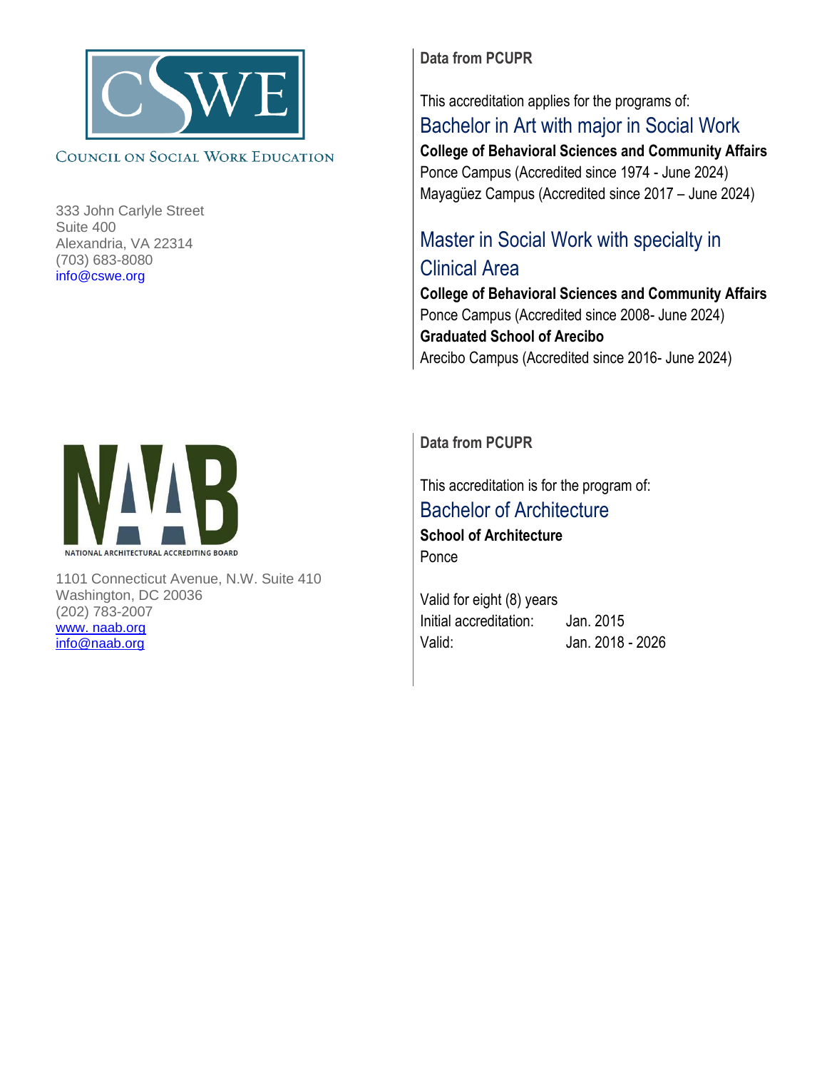COUNCIL ON SOCIAL WORK EDUCATION

333 John Carlyle Street
Suite 400
Alexandria, VA 22314
(703) 683-8080
info@cswe.org

**Data from PCUPR**

This accreditation applies for the programs of:

## Bachelor in Art with major in Social Work

**College of Behavioral Sciences and Community Affairs**
Ponce Campus (Accredited since 1974 - June 2024)
Mayagüez Campus (Accredited since 2017 – June 2024)

## Master in Social Work with specialty in Clinical Area

**College of Behavioral Sciences and Community Affairs**
Ponce Campus (Accredited since 2008- June 2024)
**Graduated School of Arecibo**
Arecibo Campus (Accredited since 2016- June 2024)

NATIONAL ARCHITECTURAL ACCREDITING BOARD

1101 Connecticut Avenue, N.W. Suite 410
Washington, DC 20036
(202) 783-2007
www. naab.org
info@naab.org

**Data from PCUPR**

This accreditation is for the program of:

## Bachelor of Architecture

**School of Architecture**
Ponce

Valid for eight (8) years
Initial accreditation: Jan. 2015
Valid: Jan. 2018 - 2026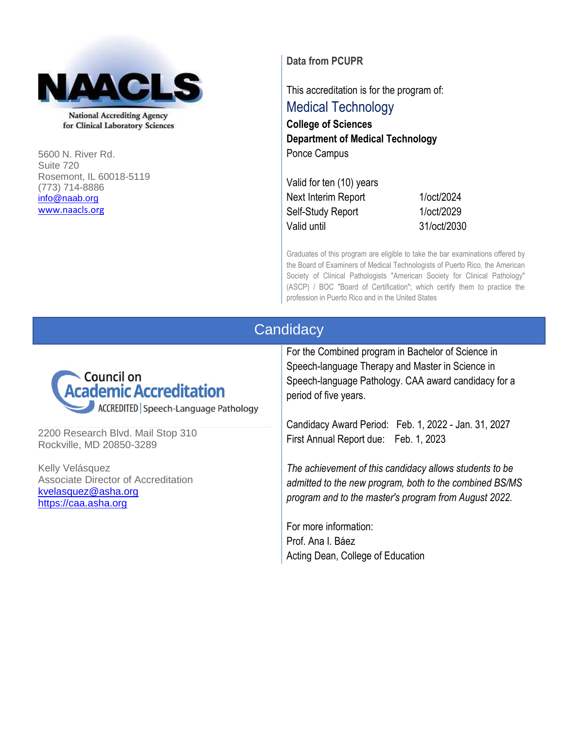**NAACLS**

National Accrediting Agency for Clinical Laboratory Sciences

5600 N. River Rd.
Suite 720
Rosemont, IL 60018-5119
(773) 714-8886
info@naab.org
www.naacls.org

**Data from PCUPR**

This accreditation is for the program of:

## Medical Technology

**College of Sciences**
**Department of Medical Technology**
Ponce Campus

Valid for ten (10) years

| | |
|---|---|
| Next Interim Report | 1/oct/2024 |
| Self-Study Report | 1/oct/2029 |
| Valid until | 31/oct/2030 |

Graduates of this program are eligible to take the bar examinations offered by the Board of Examiners of Medical Technologists of Puerto Rico, the American Society of Clinical Pathologists "American Society for Clinical Pathology" (ASCP) / BOC "Board of Certification"; which certify them to practice the profession in Puerto Rico and in the United States

# Candidacy

Council on Academic Accreditation
ACCREDITED | Speech-Language Pathology

2200 Research Blvd. Mail Stop 310
Rockville, MD 20850-3289

Kelly Velásquez
Associate Director of Accreditation
kvelasquez@asha.org
https://caa.asha.org

For the Combined program in Bachelor of Science in Speech-language Therapy and Master in Science in Speech-language Pathology. CAA award candidacy for a period of five years.

Candidacy Award Period: Feb. 1, 2022 - Jan. 31, 2027
First Annual Report due: Feb. 1, 2023

*The achievement of this candidacy allows students to be admitted to the new program, both to the combined BS/MS program and to the master's program from August 2022.*

For more information:
Prof. Ana I. Báez
Acting Dean, College of Education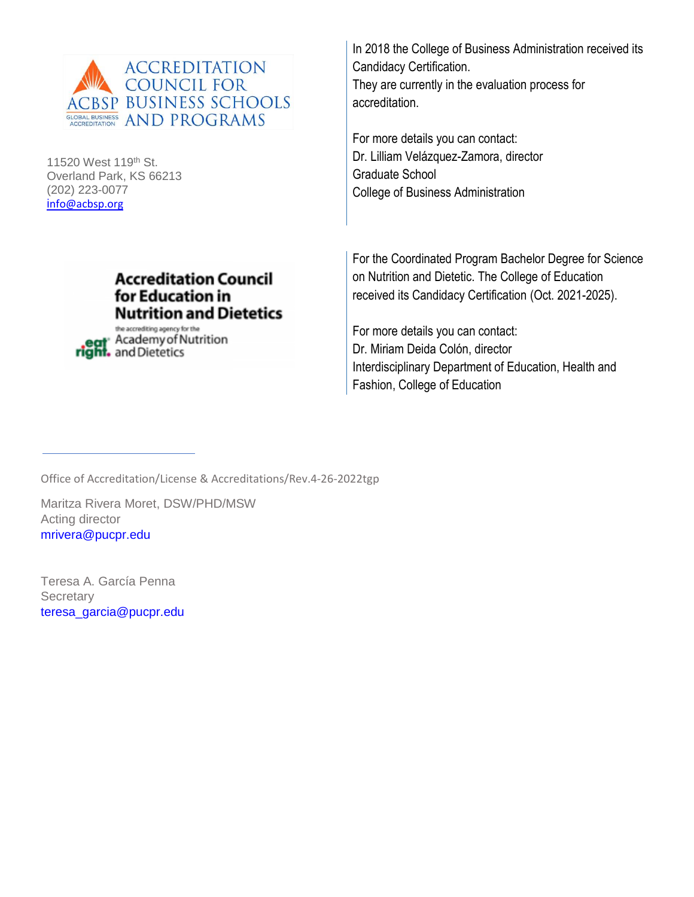ACCREDITATION COUNCIL FOR BUSINESS SCHOOLS AND PROGRAMS

ACBSP GLOBAL BUSINESS ACCREDITATION

11520 West 119th St.
Overland Park, KS 66213
(202) 223-0077
info@acbsp.org

In 2018 the College of Business Administration received its Candidacy Certification.
They are currently in the evaluation process for accreditation.

For more details you can contact:
Dr. Lilliam Velázquez-Zamora, director
Graduate School
College of Business Administration

**Accreditation Council for Education in Nutrition and Dietetics**

the accrediting agency for the Academy of Nutrition and Dietetics

eat right.

For the Coordinated Program Bachelor Degree for Science on Nutrition and Dietetic. The College of Education received its Candidacy Certification (Oct. 2021-2025).

For more details you can contact:
Dr. Miriam Deida Colón, director
Interdisciplinary Department of Education, Health and Fashion, College of Education

---

Office of Accreditation/License & Accreditations/Rev.4-26-2022tgp

Maritza Rivera Moret, DSW/PHD/MSW
Acting director
mrivera@pucpr.edu

Teresa A. García Penna
Secretary
teresa_garcia@pucpr.edu